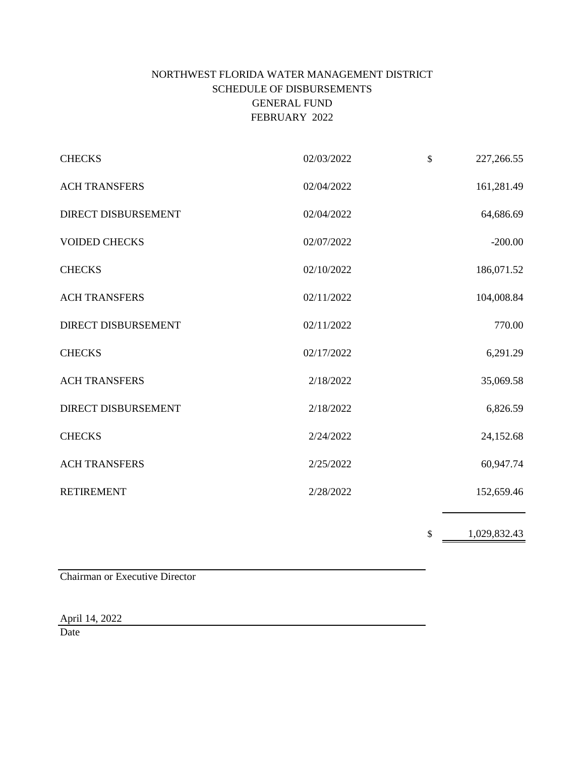# NORTHWEST FLORIDA WATER MANAGEMENT DISTRICT
## SCHEDULE OF DISBURSEMENTS
## GENERAL FUND
## FEBRUARY 2022

| | | | |
|---|---|---|---|
| CHECKS | 02/03/2022 | $ | 227,266.55 |
| ACH TRANSFERS | 02/04/2022 | | 161,281.49 |
| DIRECT DISBURSEMENT | 02/04/2022 | | 64,686.69 |
| VOIDED CHECKS | 02/07/2022 | | -200.00 |
| CHECKS | 02/10/2022 | | 186,071.52 |
| ACH TRANSFERS | 02/11/2022 | | 104,008.84 |
| DIRECT DISBURSEMENT | 02/11/2022 | | 770.00 |
| CHECKS | 02/17/2022 | | 6,291.29 |
| ACH TRANSFERS | 2/18/2022 | | 35,069.58 |
| DIRECT DISBURSEMENT | 2/18/2022 | | 6,826.59 |
| CHECKS | 2/24/2022 | | 24,152.68 |
| ACH TRANSFERS | 2/25/2022 | | 60,947.74 |
| RETIREMENT | 2/28/2022 | | 152,659.46 |
| | | $ | 1,029,832.43 |

______________________________
Chairman or Executive Director

April 14, 2022
______________________________
Date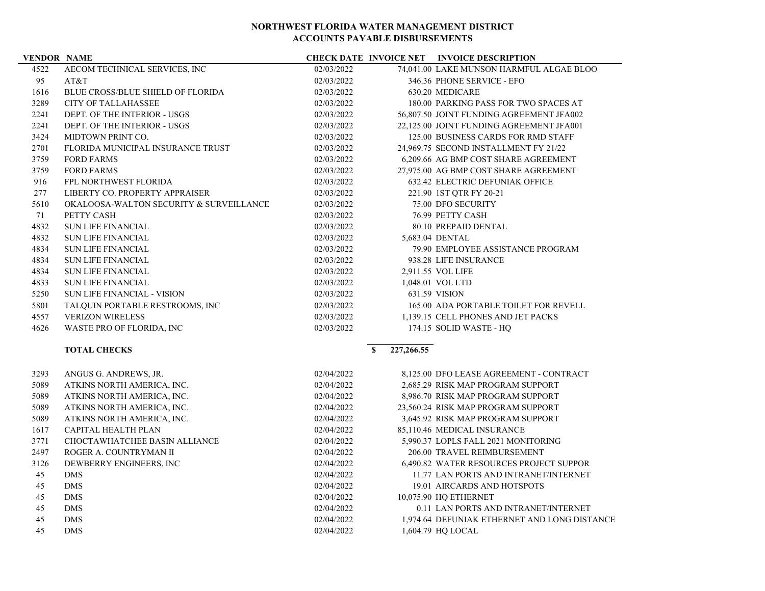**NORTHWEST FLORIDA WATER MANAGEMENT DISTRICT**
**ACCOUNTS PAYABLE DISBURSEMENTS**

| VENDOR | NAME | CHECK DATE | INVOICE NET | INVOICE DESCRIPTION |
|---|---|---|---|---|
| 4522 | AECOM TECHNICAL SERVICES, INC | 02/03/2022 | 74,041.00 | LAKE MUNSON HARMFUL ALGAE BLOO |
| 95 | AT&T | 02/03/2022 | 346.36 | PHONE SERVICE - EFO |
| 1616 | BLUE CROSS/BLUE SHIELD OF FLORIDA | 02/03/2022 | 630.20 | MEDICARE |
| 3289 | CITY OF TALLAHASSEE | 02/03/2022 | 180.00 | PARKING PASS FOR TWO SPACES AT |
| 2241 | DEPT. OF THE INTERIOR - USGS | 02/03/2022 | 56,807.50 | JOINT FUNDING AGREEMENT JFA002 |
| 2241 | DEPT. OF THE INTERIOR - USGS | 02/03/2022 | 22,125.00 | JOINT FUNDING AGREEMENT JFA001 |
| 3424 | MIDTOWN PRINT CO. | 02/03/2022 | 125.00 | BUSINESS CARDS FOR RMD STAFF |
| 2701 | FLORIDA MUNICIPAL INSURANCE TRUST | 02/03/2022 | 24,969.75 | SECOND INSTALLMENT FY 21/22 |
| 3759 | FORD FARMS | 02/03/2022 | 6,209.66 | AG BMP COST SHARE AGREEMENT |
| 3759 | FORD FARMS | 02/03/2022 | 27,975.00 | AG BMP COST SHARE AGREEMENT |
| 916 | FPL NORTHWEST FLORIDA | 02/03/2022 | 632.42 | ELECTRIC DEFUNIAK OFFICE |
| 277 | LIBERTY CO. PROPERTY APPRAISER | 02/03/2022 | 221.90 | 1ST QTR FY 20-21 |
| 5610 | OKALOOSA-WALTON SECURITY & SURVEILLANCE | 02/03/2022 | 75.00 | DFO SECURITY |
| 71 | PETTY CASH | 02/03/2022 | 76.99 | PETTY CASH |
| 4832 | SUN LIFE FINANCIAL | 02/03/2022 | 80.10 | PREPAID DENTAL |
| 4832 | SUN LIFE FINANCIAL | 02/03/2022 | 5,683.04 | DENTAL |
| 4834 | SUN LIFE FINANCIAL | 02/03/2022 | 79.90 | EMPLOYEE ASSISTANCE PROGRAM |
| 4834 | SUN LIFE FINANCIAL | 02/03/2022 | 938.28 | LIFE INSURANCE |
| 4834 | SUN LIFE FINANCIAL | 02/03/2022 | 2,911.55 | VOL LIFE |
| 4833 | SUN LIFE FINANCIAL | 02/03/2022 | 1,048.01 | VOL LTD |
| 5250 | SUN LIFE FINANCIAL - VISION | 02/03/2022 | 631.59 | VISION |
| 5801 | TALQUIN PORTABLE RESTROOMS, INC | 02/03/2022 | 165.00 | ADA PORTABLE TOILET FOR REVELL |
| 4557 | VERIZON WIRELESS | 02/03/2022 | 1,139.15 | CELL PHONES AND JET PACKS |
| 4626 | WASTE PRO OF FLORIDA, INC | 02/03/2022 | 174.15 | SOLID WASTE - HQ |
| | **TOTAL CHECKS** | | **$ 227,266.55** | |
| 3293 | ANGUS G. ANDREWS, JR. | 02/04/2022 | 8,125.00 | DFO LEASE AGREEMENT - CONTRACT |
| 5089 | ATKINS NORTH AMERICA, INC. | 02/04/2022 | 2,685.29 | RISK MAP PROGRAM SUPPORT |
| 5089 | ATKINS NORTH AMERICA, INC. | 02/04/2022 | 8,986.70 | RISK MAP PROGRAM SUPPORT |
| 5089 | ATKINS NORTH AMERICA, INC. | 02/04/2022 | 23,560.24 | RISK MAP PROGRAM SUPPORT |
| 5089 | ATKINS NORTH AMERICA, INC. | 02/04/2022 | 3,645.92 | RISK MAP PROGRAM SUPPORT |
| 1617 | CAPITAL HEALTH PLAN | 02/04/2022 | 85,110.46 | MEDICAL INSURANCE |
| 3771 | CHOCTAWHATCHEE BASIN ALLIANCE | 02/04/2022 | 5,990.37 | LOPLS FALL 2021 MONITORING |
| 2497 | ROGER A. COUNTRYMAN II | 02/04/2022 | 206.00 | TRAVEL REIMBURSEMENT |
| 3126 | DEWBERRY ENGINEERS, INC | 02/04/2022 | 6,490.82 | WATER RESOURCES PROJECT SUPPOR |
| 45 | DMS | 02/04/2022 | 11.77 | LAN PORTS AND INTRANET/INTERNET |
| 45 | DMS | 02/04/2022 | 19.01 | AIRCARDS AND HOTSPOTS |
| 45 | DMS | 02/04/2022 | 10,075.90 | HQ ETHERNET |
| 45 | DMS | 02/04/2022 | 0.11 | LAN PORTS AND INTRANET/INTERNET |
| 45 | DMS | 02/04/2022 | 1,974.64 | DEFUNIAK ETHERNET AND LONG DISTANCE |
| 45 | DMS | 02/04/2022 | 1,604.79 | HQ LOCAL |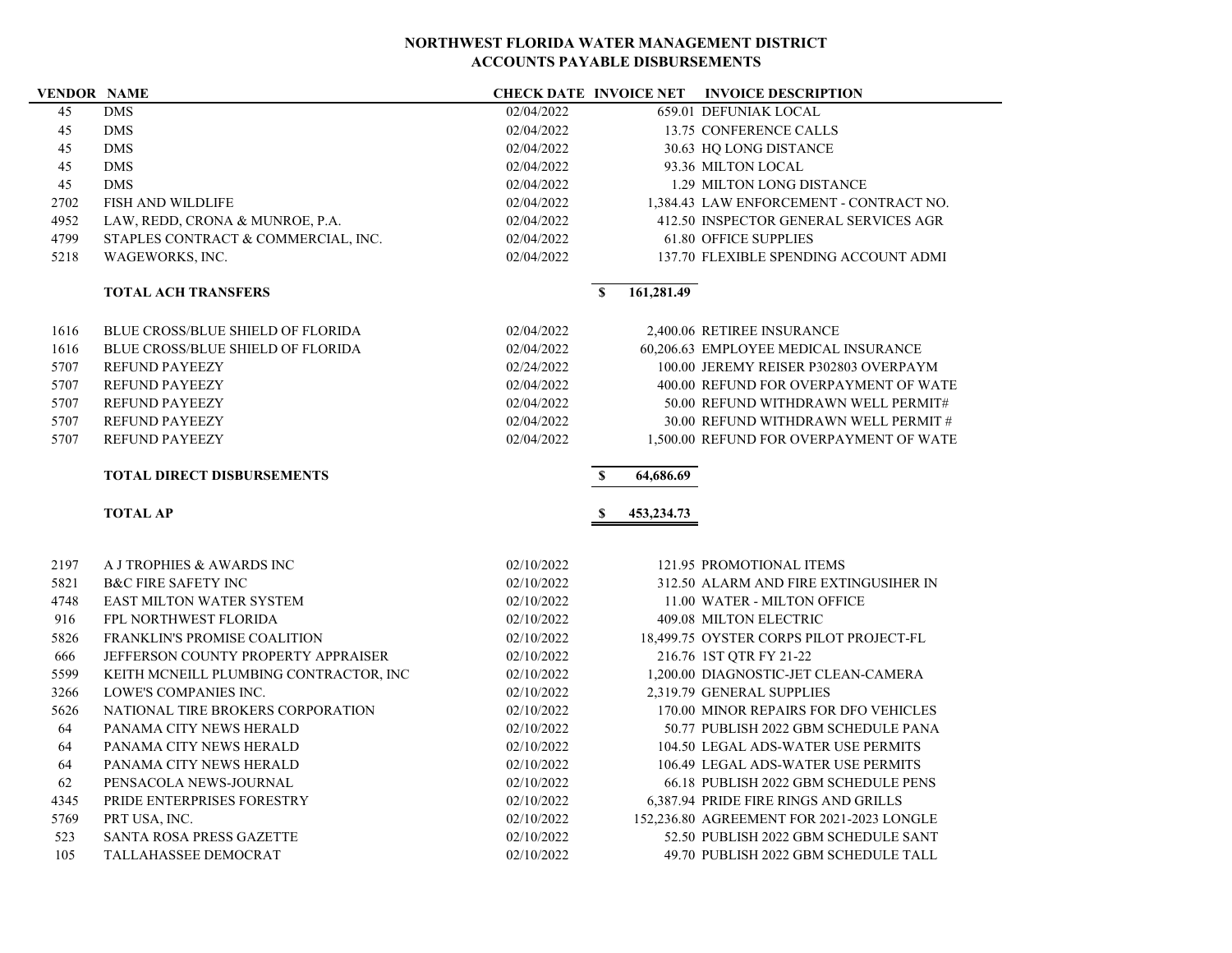**NORTHWEST FLORIDA WATER MANAGEMENT DISTRICT**
**ACCOUNTS PAYABLE DISBURSEMENTS**

| VENDOR | NAME | CHECK DATE | INVOICE NET | INVOICE DESCRIPTION |
|---|---|---|---|---|
| 45 | DMS | 02/04/2022 | 659.01 | DEFUNIAK LOCAL |
| 45 | DMS | 02/04/2022 | 13.75 | CONFERENCE CALLS |
| 45 | DMS | 02/04/2022 | 30.63 | HQ LONG DISTANCE |
| 45 | DMS | 02/04/2022 | 93.36 | MILTON LOCAL |
| 45 | DMS | 02/04/2022 | 1.29 | MILTON LONG DISTANCE |
| 2702 | FISH AND WILDLIFE | 02/04/2022 | 1,384.43 | LAW ENFORCEMENT - CONTRACT NO. |
| 4952 | LAW, REDD, CRONA & MUNROE, P.A. | 02/04/2022 | 412.50 | INSPECTOR GENERAL SERVICES AGR |
| 4799 | STAPLES CONTRACT & COMMERCIAL, INC. | 02/04/2022 | 61.80 | OFFICE SUPPLIES |
| 5218 | WAGEWORKS, INC. | 02/04/2022 | 137.70 | FLEXIBLE SPENDING ACCOUNT ADMI |
| | **TOTAL ACH TRANSFERS** | | **$ 161,281.49** | |
| 1616 | BLUE CROSS/BLUE SHIELD OF FLORIDA | 02/04/2022 | 2,400.06 | RETIREE INSURANCE |
| 1616 | BLUE CROSS/BLUE SHIELD OF FLORIDA | 02/04/2022 | 60,206.63 | EMPLOYEE MEDICAL INSURANCE |
| 5707 | REFUND PAYEEZY | 02/24/2022 | 100.00 | JEREMY REISER P302803 OVERPAYM |
| 5707 | REFUND PAYEEZY | 02/04/2022 | 400.00 | REFUND FOR OVERPAYMENT OF WATE |
| 5707 | REFUND PAYEEZY | 02/04/2022 | 50.00 | REFUND WITHDRAWN WELL PERMIT# |
| 5707 | REFUND PAYEEZY | 02/04/2022 | 30.00 | REFUND WITHDRAWN WELL PERMIT # |
| 5707 | REFUND PAYEEZY | 02/04/2022 | 1,500.00 | REFUND FOR OVERPAYMENT OF WATE |
| | **TOTAL DIRECT DISBURSEMENTS** | | **$ 64,686.69** | |
| | **TOTAL AP** | | **$ 453,234.73** | |
| 2197 | A J TROPHIES & AWARDS INC | 02/10/2022 | 121.95 | PROMOTIONAL ITEMS |
| 5821 | B&C FIRE SAFETY INC | 02/10/2022 | 312.50 | ALARM AND FIRE EXTINGUSIHER IN |
| 4748 | EAST MILTON WATER SYSTEM | 02/10/2022 | 11.00 | WATER - MILTON OFFICE |
| 916 | FPL NORTHWEST FLORIDA | 02/10/2022 | 409.08 | MILTON ELECTRIC |
| 5826 | FRANKLIN'S PROMISE COALITION | 02/10/2022 | 18,499.75 | OYSTER CORPS PILOT PROJECT-FL |
| 666 | JEFFERSON COUNTY PROPERTY APPRAISER | 02/10/2022 | 216.76 | 1ST QTR FY 21-22 |
| 5599 | KEITH MCNEILL PLUMBING CONTRACTOR, INC | 02/10/2022 | 1,200.00 | DIAGNOSTIC-JET CLEAN-CAMERA |
| 3266 | LOWE'S COMPANIES INC. | 02/10/2022 | 2,319.79 | GENERAL SUPPLIES |
| 5626 | NATIONAL TIRE BROKERS CORPORATION | 02/10/2022 | 170.00 | MINOR REPAIRS FOR DFO VEHICLES |
| 64 | PANAMA CITY NEWS HERALD | 02/10/2022 | 50.77 | PUBLISH 2022 GBM SCHEDULE PANA |
| 64 | PANAMA CITY NEWS HERALD | 02/10/2022 | 104.50 | LEGAL ADS-WATER USE PERMITS |
| 64 | PANAMA CITY NEWS HERALD | 02/10/2022 | 106.49 | LEGAL ADS-WATER USE PERMITS |
| 62 | PENSACOLA NEWS-JOURNAL | 02/10/2022 | 66.18 | PUBLISH 2022 GBM SCHEDULE PENS |
| 4345 | PRIDE ENTERPRISES FORESTRY | 02/10/2022 | 6,387.94 | PRIDE FIRE RINGS AND GRILLS |
| 5769 | PRT USA, INC. | 02/10/2022 | 152,236.80 | AGREEMENT FOR 2021-2023 LONGLE |
| 523 | SANTA ROSA PRESS GAZETTE | 02/10/2022 | 52.50 | PUBLISH 2022 GBM SCHEDULE SANT |
| 105 | TALLAHASSEE DEMOCRAT | 02/10/2022 | 49.70 | PUBLISH 2022 GBM SCHEDULE TALL |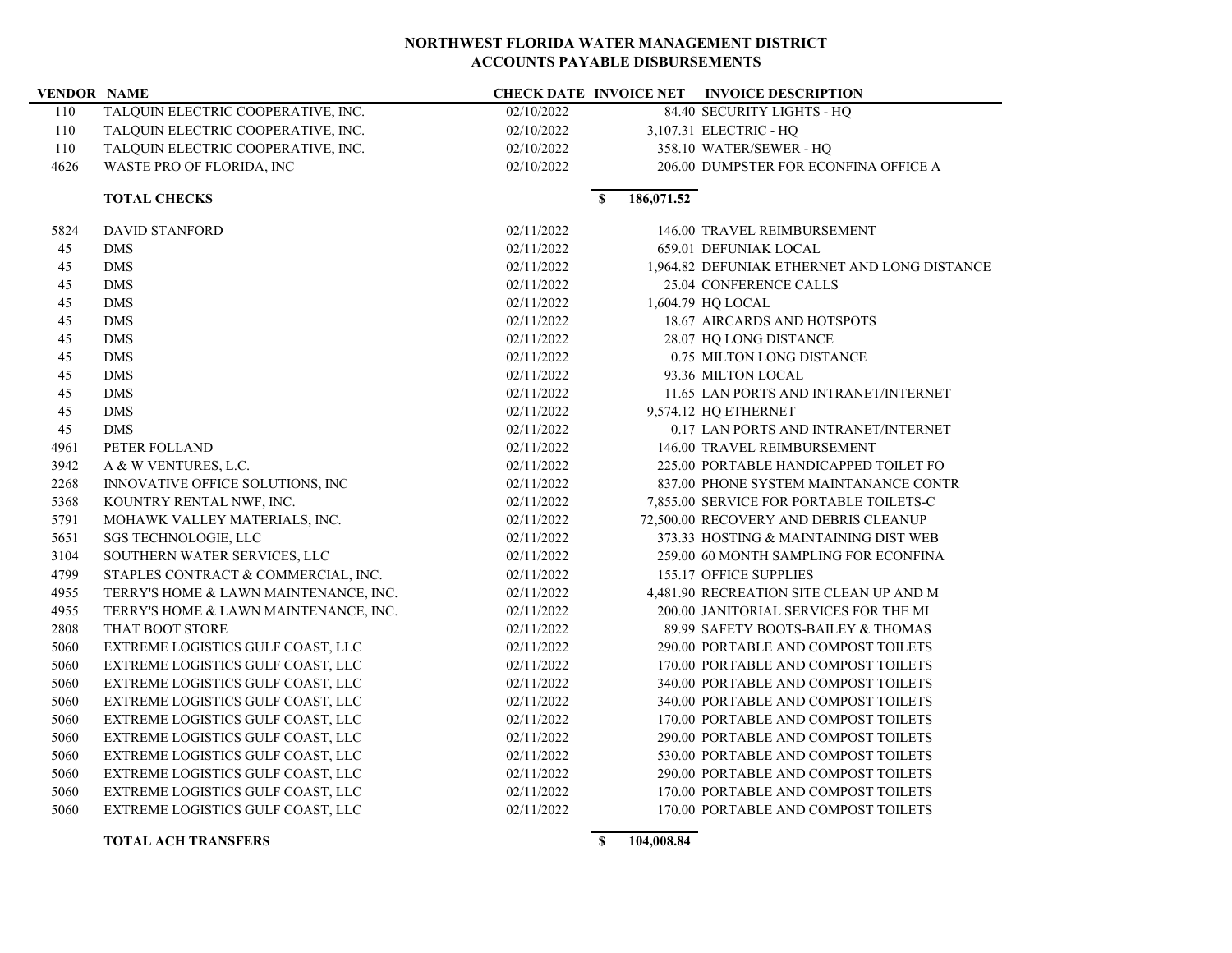**NORTHWEST FLORIDA WATER MANAGEMENT DISTRICT**
**ACCOUNTS PAYABLE DISBURSEMENTS**

| VENDOR | NAME | CHECK DATE | INVOICE NET | INVOICE DESCRIPTION |
|---|---|---|---|---|
| 110 | TALQUIN ELECTRIC COOPERATIVE, INC. | 02/10/2022 | 84.40 | SECURITY LIGHTS - HQ |
| 110 | TALQUIN ELECTRIC COOPERATIVE, INC. | 02/10/2022 | 3,107.31 | ELECTRIC - HQ |
| 110 | TALQUIN ELECTRIC COOPERATIVE, INC. | 02/10/2022 | 358.10 | WATER/SEWER - HQ |
| 4626 | WASTE PRO OF FLORIDA, INC | 02/10/2022 | 206.00 | DUMPSTER FOR ECONFINA OFFICE A |
| | **TOTAL CHECKS** | | **$ 186,071.52** | |
| 5824 | DAVID STANFORD | 02/11/2022 | 146.00 | TRAVEL REIMBURSEMENT |
| 45 | DMS | 02/11/2022 | 659.01 | DEFUNIAK LOCAL |
| 45 | DMS | 02/11/2022 | 1,964.82 | DEFUNIAK ETHERNET AND LONG DISTANCE |
| 45 | DMS | 02/11/2022 | 25.04 | CONFERENCE CALLS |
| 45 | DMS | 02/11/2022 | 1,604.79 | HQ LOCAL |
| 45 | DMS | 02/11/2022 | 18.67 | AIRCARDS AND HOTSPOTS |
| 45 | DMS | 02/11/2022 | 28.07 | HQ LONG DISTANCE |
| 45 | DMS | 02/11/2022 | 0.75 | MILTON LONG DISTANCE |
| 45 | DMS | 02/11/2022 | 93.36 | MILTON LOCAL |
| 45 | DMS | 02/11/2022 | 11.65 | LAN PORTS AND INTRANET/INTERNET |
| 45 | DMS | 02/11/2022 | 9,574.12 | HQ ETHERNET |
| 45 | DMS | 02/11/2022 | 0.17 | LAN PORTS AND INTRANET/INTERNET |
| 4961 | PETER FOLLAND | 02/11/2022 | 146.00 | TRAVEL REIMBURSEMENT |
| 3942 | A & W VENTURES, L.C. | 02/11/2022 | 225.00 | PORTABLE HANDICAPPED TOILET FO |
| 2268 | INNOVATIVE OFFICE SOLUTIONS, INC | 02/11/2022 | 837.00 | PHONE SYSTEM MAINTANANCE CONTR |
| 5368 | KOUNTRY RENTAL NWF, INC. | 02/11/2022 | 7,855.00 | SERVICE FOR PORTABLE TOILETS-C |
| 5791 | MOHAWK VALLEY MATERIALS, INC. | 02/11/2022 | 72,500.00 | RECOVERY AND DEBRIS CLEANUP |
| 5651 | SGS TECHNOLOGIE, LLC | 02/11/2022 | 373.33 | HOSTING & MAINTAINING DIST WEB |
| 3104 | SOUTHERN WATER SERVICES, LLC | 02/11/2022 | 259.00 | 60 MONTH SAMPLING FOR ECONFINA |
| 4799 | STAPLES CONTRACT & COMMERCIAL, INC. | 02/11/2022 | 155.17 | OFFICE SUPPLIES |
| 4955 | TERRY'S HOME & LAWN MAINTENANCE, INC. | 02/11/2022 | 4,481.90 | RECREATION SITE CLEAN UP AND M |
| 4955 | TERRY'S HOME & LAWN MAINTENANCE, INC. | 02/11/2022 | 200.00 | JANITORIAL SERVICES FOR THE MI |
| 2808 | THAT BOOT STORE | 02/11/2022 | 89.99 | SAFETY BOOTS-BAILEY & THOMAS |
| 5060 | EXTREME LOGISTICS GULF COAST, LLC | 02/11/2022 | 290.00 | PORTABLE AND COMPOST TOILETS |
| 5060 | EXTREME LOGISTICS GULF COAST, LLC | 02/11/2022 | 170.00 | PORTABLE AND COMPOST TOILETS |
| 5060 | EXTREME LOGISTICS GULF COAST, LLC | 02/11/2022 | 340.00 | PORTABLE AND COMPOST TOILETS |
| 5060 | EXTREME LOGISTICS GULF COAST, LLC | 02/11/2022 | 340.00 | PORTABLE AND COMPOST TOILETS |
| 5060 | EXTREME LOGISTICS GULF COAST, LLC | 02/11/2022 | 170.00 | PORTABLE AND COMPOST TOILETS |
| 5060 | EXTREME LOGISTICS GULF COAST, LLC | 02/11/2022 | 290.00 | PORTABLE AND COMPOST TOILETS |
| 5060 | EXTREME LOGISTICS GULF COAST, LLC | 02/11/2022 | 530.00 | PORTABLE AND COMPOST TOILETS |
| 5060 | EXTREME LOGISTICS GULF COAST, LLC | 02/11/2022 | 290.00 | PORTABLE AND COMPOST TOILETS |
| 5060 | EXTREME LOGISTICS GULF COAST, LLC | 02/11/2022 | 170.00 | PORTABLE AND COMPOST TOILETS |
| 5060 | EXTREME LOGISTICS GULF COAST, LLC | 02/11/2022 | 170.00 | PORTABLE AND COMPOST TOILETS |
| | **TOTAL ACH TRANSFERS** | | **$ 104,008.84** | |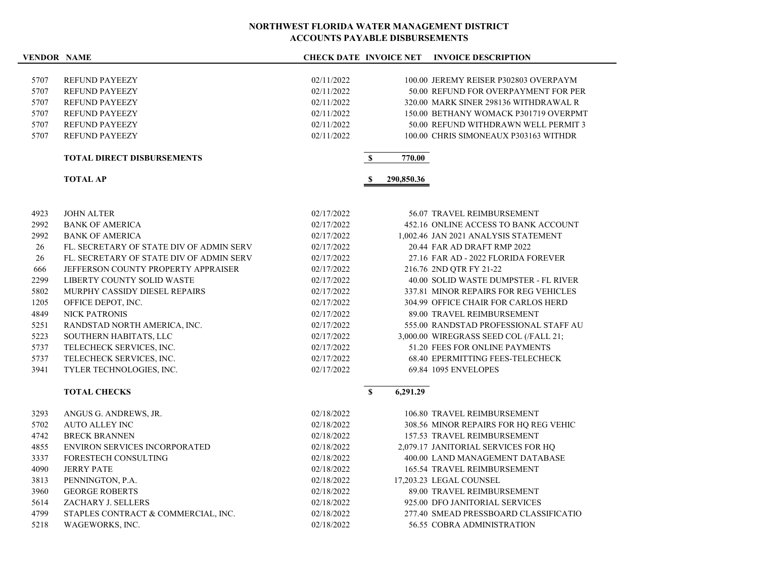**NORTHWEST FLORIDA WATER MANAGEMENT DISTRICT**
**ACCOUNTS PAYABLE DISBURSEMENTS**

| VENDOR | NAME | CHECK DATE | INVOICE NET | INVOICE DESCRIPTION |
|---|---|---|---|---|
| 5707 | REFUND PAYEEZY | 02/11/2022 | 100.00 | JEREMY REISER P302803 OVERPAYM |
| 5707 | REFUND PAYEEZY | 02/11/2022 | 50.00 | REFUND FOR OVERPAYMENT FOR PER |
| 5707 | REFUND PAYEEZY | 02/11/2022 | 320.00 | MARK SINER 298136 WITHDRAWAL R |
| 5707 | REFUND PAYEEZY | 02/11/2022 | 150.00 | BETHANY WOMACK P301719 OVERPMT |
| 5707 | REFUND PAYEEZY | 02/11/2022 | 50.00 | REFUND WITHDRAWN WELL PERMIT 3 |
| 5707 | REFUND PAYEEZY | 02/11/2022 | 100.00 | CHRIS SIMONEAUX P303163 WITHDR |
| | **TOTAL DIRECT DISBURSEMENTS** | | **$ 770.00** | |
| | **TOTAL AP** | | **$ 290,850.36** | |
| 4923 | JOHN ALTER | 02/17/2022 | 56.07 | TRAVEL REIMBURSEMENT |
| 2992 | BANK OF AMERICA | 02/17/2022 | 452.16 | ONLINE ACCESS TO BANK ACCOUNT |
| 2992 | BANK OF AMERICA | 02/17/2022 | 1,002.46 | JAN 2021 ANALYSIS STATEMENT |
| 26 | FL. SECRETARY OF STATE DIV OF ADMIN SERV | 02/17/2022 | 20.44 | FAR AD DRAFT RMP 2022 |
| 26 | FL. SECRETARY OF STATE DIV OF ADMIN SERV | 02/17/2022 | 27.16 | FAR AD - 2022 FLORIDA FOREVER |
| 666 | JEFFERSON COUNTY PROPERTY APPRAISER | 02/17/2022 | 216.76 | 2ND QTR FY 21-22 |
| 2299 | LIBERTY COUNTY SOLID WASTE | 02/17/2022 | 40.00 | SOLID WASTE DUMPSTER - FL RIVER |
| 5802 | MURPHY CASSIDY DIESEL REPAIRS | 02/17/2022 | 337.81 | MINOR REPAIRS FOR REG VEHICLES |
| 1205 | OFFICE DEPOT, INC. | 02/17/2022 | 304.99 | OFFICE CHAIR FOR CARLOS HERD |
| 4849 | NICK PATRONIS | 02/17/2022 | 89.00 | TRAVEL REIMBURSEMENT |
| 5251 | RANDSTAD NORTH AMERICA, INC. | 02/17/2022 | 555.00 | RANDSTAD PROFESSIONAL STAFF AU |
| 5223 | SOUTHERN HABITATS, LLC | 02/17/2022 | 3,000.00 | WIREGRASS SEED COL (/FALL 21; |
| 5737 | TELECHECK SERVICES, INC. | 02/17/2022 | 51.20 | FEES FOR ONLINE PAYMENTS |
| 5737 | TELECHECK SERVICES, INC. | 02/17/2022 | 68.40 | EPERMITTING FEES-TELECHECK |
| 3941 | TYLER TECHNOLOGIES, INC. | 02/17/2022 | 69.84 | 1095 ENVELOPES |
| | **TOTAL CHECKS** | | **$ 6,291.29** | |
| 3293 | ANGUS G. ANDREWS, JR. | 02/18/2022 | 106.80 | TRAVEL REIMBURSEMENT |
| 5702 | AUTO ALLEY INC | 02/18/2022 | 308.56 | MINOR REPAIRS FOR HQ REG VEHIC |
| 4742 | BRECK BRANNEN | 02/18/2022 | 157.53 | TRAVEL REIMBURSEMENT |
| 4855 | ENVIRON SERVICES INCORPORATED | 02/18/2022 | 2,079.17 | JANITORIAL SERVICES FOR HQ |
| 3337 | FORESTECH CONSULTING | 02/18/2022 | 400.00 | LAND MANAGEMENT DATABASE |
| 4090 | JERRY PATE | 02/18/2022 | 165.54 | TRAVEL REIMBURSEMENT |
| 3813 | PENNINGTON, P.A. | 02/18/2022 | 17,203.23 | LEGAL COUNSEL |
| 3960 | GEORGE ROBERTS | 02/18/2022 | 89.00 | TRAVEL REIMBURSEMENT |
| 5614 | ZACHARY J. SELLERS | 02/18/2022 | 925.00 | DFO JANITORIAL SERVICES |
| 4799 | STAPLES CONTRACT & COMMERCIAL, INC. | 02/18/2022 | 277.40 | SMEAD PRESSBOARD CLASSIFICATIO |
| 5218 | WAGEWORKS, INC. | 02/18/2022 | 56.55 | COBRA ADMINISTRATION |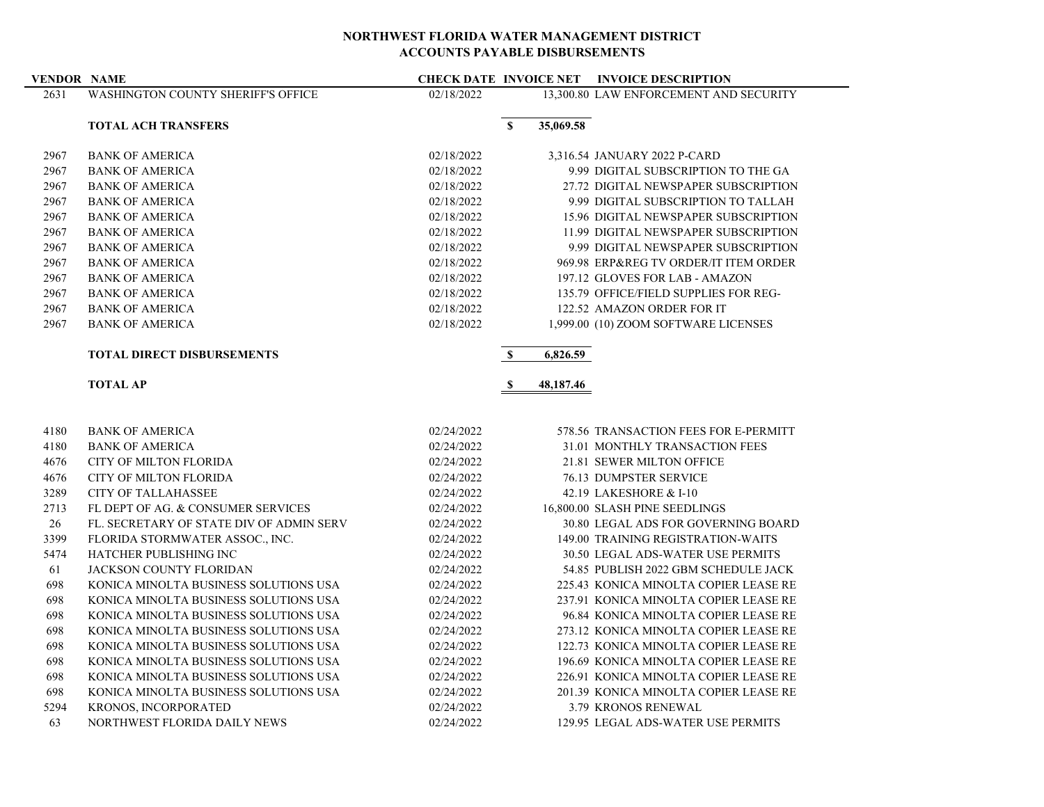**NORTHWEST FLORIDA WATER MANAGEMENT DISTRICT**
**ACCOUNTS PAYABLE DISBURSEMENTS**

| VENDOR | NAME | CHECK DATE | INVOICE NET | INVOICE DESCRIPTION |
|---|---|---|---|---|
| 2631 | WASHINGTON COUNTY SHERIFF'S OFFICE | 02/18/2022 | 13,300.80 | LAW ENFORCEMENT AND SECURITY |
| | **TOTAL ACH TRANSFERS** | | **$ 35,069.58** | |
| 2967 | BANK OF AMERICA | 02/18/2022 | 3,316.54 | JANUARY 2022 P-CARD |
| 2967 | BANK OF AMERICA | 02/18/2022 | 9.99 | DIGITAL SUBSCRIPTION TO THE GA |
| 2967 | BANK OF AMERICA | 02/18/2022 | 27.72 | DIGITAL NEWSPAPER SUBSCRIPTION |
| 2967 | BANK OF AMERICA | 02/18/2022 | 9.99 | DIGITAL SUBSCRIPTION TO TALLAH |
| 2967 | BANK OF AMERICA | 02/18/2022 | 15.96 | DIGITAL NEWSPAPER SUBSCRIPTION |
| 2967 | BANK OF AMERICA | 02/18/2022 | 11.99 | DIGITAL NEWSPAPER SUBSCRIPTION |
| 2967 | BANK OF AMERICA | 02/18/2022 | 9.99 | DIGITAL NEWSPAPER SUBSCRIPTION |
| 2967 | BANK OF AMERICA | 02/18/2022 | 969.98 | ERP&REG TV ORDER/IT ITEM ORDER |
| 2967 | BANK OF AMERICA | 02/18/2022 | 197.12 | GLOVES FOR LAB - AMAZON |
| 2967 | BANK OF AMERICA | 02/18/2022 | 135.79 | OFFICE/FIELD SUPPLIES FOR REG- |
| 2967 | BANK OF AMERICA | 02/18/2022 | 122.52 | AMAZON ORDER FOR IT |
| 2967 | BANK OF AMERICA | 02/18/2022 | 1,999.00 | (10) ZOOM SOFTWARE LICENSES |
| | **TOTAL DIRECT DISBURSEMENTS** | | **$ 6,826.59** | |
| | **TOTAL AP** | | **$ 48,187.46** | |
| 4180 | BANK OF AMERICA | 02/24/2022 | 578.56 | TRANSACTION FEES FOR E-PERMITT |
| 4180 | BANK OF AMERICA | 02/24/2022 | 31.01 | MONTHLY TRANSACTION FEES |
| 4676 | CITY OF MILTON FLORIDA | 02/24/2022 | 21.81 | SEWER MILTON OFFICE |
| 4676 | CITY OF MILTON FLORIDA | 02/24/2022 | 76.13 | DUMPSTER SERVICE |
| 3289 | CITY OF TALLAHASSEE | 02/24/2022 | 42.19 | LAKESHORE & I-10 |
| 2713 | FL DEPT OF AG. & CONSUMER SERVICES | 02/24/2022 | 16,800.00 | SLASH PINE SEEDLINGS |
| 26 | FL. SECRETARY OF STATE DIV OF ADMIN SERV | 02/24/2022 | 30.80 | LEGAL ADS FOR GOVERNING BOARD |
| 3399 | FLORIDA STORMWATER ASSOC., INC. | 02/24/2022 | 149.00 | TRAINING REGISTRATION-WAITS |
| 5474 | HATCHER PUBLISHING INC | 02/24/2022 | 30.50 | LEGAL ADS-WATER USE PERMITS |
| 61 | JACKSON COUNTY FLORIDAN | 02/24/2022 | 54.85 | PUBLISH 2022 GBM SCHEDULE JACK |
| 698 | KONICA MINOLTA BUSINESS SOLUTIONS USA | 02/24/2022 | 225.43 | KONICA MINOLTA COPIER LEASE RE |
| 698 | KONICA MINOLTA BUSINESS SOLUTIONS USA | 02/24/2022 | 237.91 | KONICA MINOLTA COPIER LEASE RE |
| 698 | KONICA MINOLTA BUSINESS SOLUTIONS USA | 02/24/2022 | 96.84 | KONICA MINOLTA COPIER LEASE RE |
| 698 | KONICA MINOLTA BUSINESS SOLUTIONS USA | 02/24/2022 | 273.12 | KONICA MINOLTA COPIER LEASE RE |
| 698 | KONICA MINOLTA BUSINESS SOLUTIONS USA | 02/24/2022 | 122.73 | KONICA MINOLTA COPIER LEASE RE |
| 698 | KONICA MINOLTA BUSINESS SOLUTIONS USA | 02/24/2022 | 196.69 | KONICA MINOLTA COPIER LEASE RE |
| 698 | KONICA MINOLTA BUSINESS SOLUTIONS USA | 02/24/2022 | 226.91 | KONICA MINOLTA COPIER LEASE RE |
| 698 | KONICA MINOLTA BUSINESS SOLUTIONS USA | 02/24/2022 | 201.39 | KONICA MINOLTA COPIER LEASE RE |
| 5294 | KRONOS, INCORPORATED | 02/24/2022 | 3.79 | KRONOS RENEWAL |
| 63 | NORTHWEST FLORIDA DAILY NEWS | 02/24/2022 | 129.95 | LEGAL ADS-WATER USE PERMITS |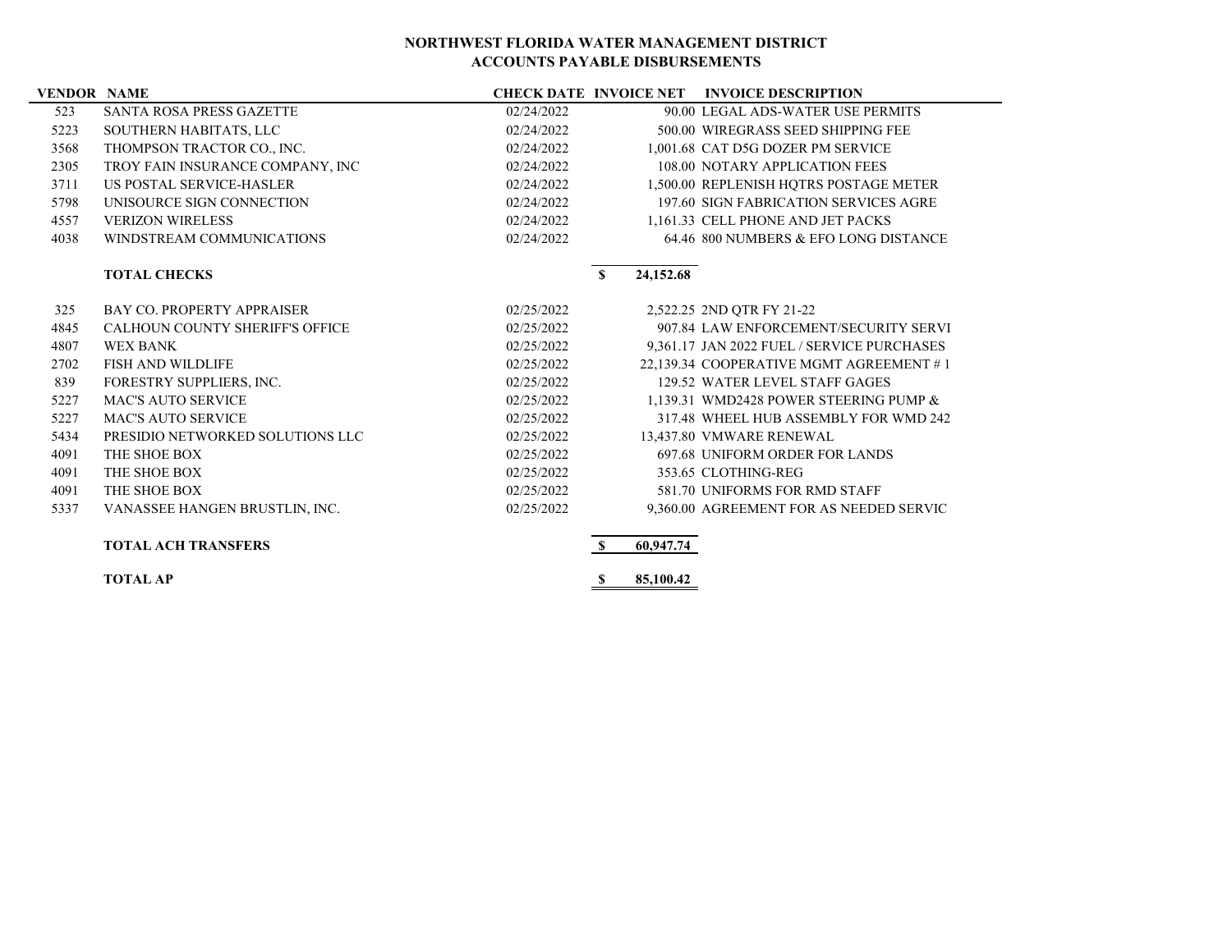# NORTHWEST FLORIDA WATER MANAGEMENT DISTRICT
## ACCOUNTS PAYABLE DISBURSEMENTS

| VENDOR | NAME | CHECK DATE | INVOICE NET | INVOICE DESCRIPTION |
|---|---|---|---|---|
| 523 | SANTA ROSA PRESS GAZETTE | 02/24/2022 | 90.00 | LEGAL ADS-WATER USE PERMITS |
| 5223 | SOUTHERN HABITATS, LLC | 02/24/2022 | 500.00 | WIREGRASS SEED SHIPPING FEE |
| 3568 | THOMPSON TRACTOR CO., INC. | 02/24/2022 | 1,001.68 | CAT D5G DOZER PM SERVICE |
| 2305 | TROY FAIN INSURANCE COMPANY, INC | 02/24/2022 | 108.00 | NOTARY APPLICATION FEES |
| 3711 | US POSTAL SERVICE-HASLER | 02/24/2022 | 1,500.00 | REPLENISH HQTRS POSTAGE METER |
| 5798 | UNISOURCE SIGN CONNECTION | 02/24/2022 | 197.60 | SIGN FABRICATION SERVICES AGRE |
| 4557 | VERIZON WIRELESS | 02/24/2022 | 1,161.33 | CELL PHONE AND JET PACKS |
| 4038 | WINDSTREAM COMMUNICATIONS | 02/24/2022 | 64.46 | 800 NUMBERS & EFO LONG DISTANCE |
| | **TOTAL CHECKS** | | **$ 24,152.68** | |
| 325 | BAY CO. PROPERTY APPRAISER | 02/25/2022 | 2,522.25 | 2ND QTR FY 21-22 |
| 4845 | CALHOUN COUNTY SHERIFF'S OFFICE | 02/25/2022 | 907.84 | LAW ENFORCEMENT/SECURITY SERVI |
| 4807 | WEX BANK | 02/25/2022 | 9,361.17 | JAN 2022 FUEL / SERVICE PURCHASES |
| 2702 | FISH AND WILDLIFE | 02/25/2022 | 22,139.34 | COOPERATIVE MGMT AGREEMENT # 1 |
| 839 | FORESTRY SUPPLIERS, INC. | 02/25/2022 | 129.52 | WATER LEVEL STAFF GAGES |
| 5227 | MAC'S AUTO SERVICE | 02/25/2022 | 1,139.31 | WMD2428 POWER STEERING PUMP & |
| 5227 | MAC'S AUTO SERVICE | 02/25/2022 | 317.48 | WHEEL HUB ASSEMBLY FOR WMD 242 |
| 5434 | PRESIDIO NETWORKED SOLUTIONS LLC | 02/25/2022 | 13,437.80 | VMWARE RENEWAL |
| 4091 | THE SHOE BOX | 02/25/2022 | 697.68 | UNIFORM ORDER FOR LANDS |
| 4091 | THE SHOE BOX | 02/25/2022 | 353.65 | CLOTHING-REG |
| 4091 | THE SHOE BOX | 02/25/2022 | 581.70 | UNIFORMS FOR RMD STAFF |
| 5337 | VANASSEE HANGEN BRUSTLIN, INC. | 02/25/2022 | 9,360.00 | AGREEMENT FOR AS NEEDED SERVIC |
| | **TOTAL ACH TRANSFERS** | | **$ 60,947.74** | |
| | **TOTAL AP** | | **$ 85,100.42** | |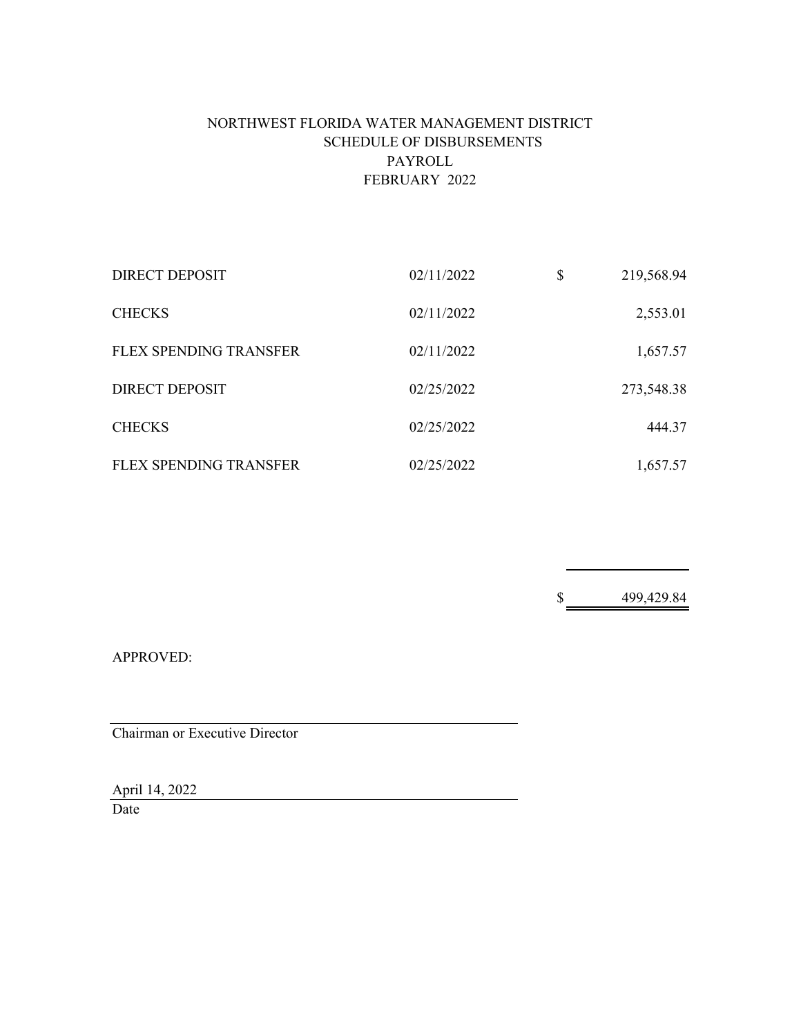# NORTHWEST FLORIDA WATER MANAGEMENT DISTRICT

## SCHEDULE OF DISBURSEMENTS

## PAYROLL

## FEBRUARY 2022

| | | | |
|---|---|---|---|
| DIRECT DEPOSIT | 02/11/2022 | $ | 219,568.94 |
| CHECKS | 02/11/2022 | | 2,553.01 |
| FLEX SPENDING TRANSFER | 02/11/2022 | | 1,657.57 |
| DIRECT DEPOSIT | 02/25/2022 | | 273,548.38 |
| CHECKS | 02/25/2022 | | 444.37 |
| FLEX SPENDING TRANSFER | 02/25/2022 | | 1,657.57 |
| | | $ | 499,429.84 |

APPROVED:

\_\_\_\_\_\_\_\_\_\_\_\_\_\_\_\_\_\_\_\_\_\_\_\_\_\_\_\_\_\_\_\_\_\_\_\_\_\_\_\_

Chairman or Executive Director

April 14, 2022

Date